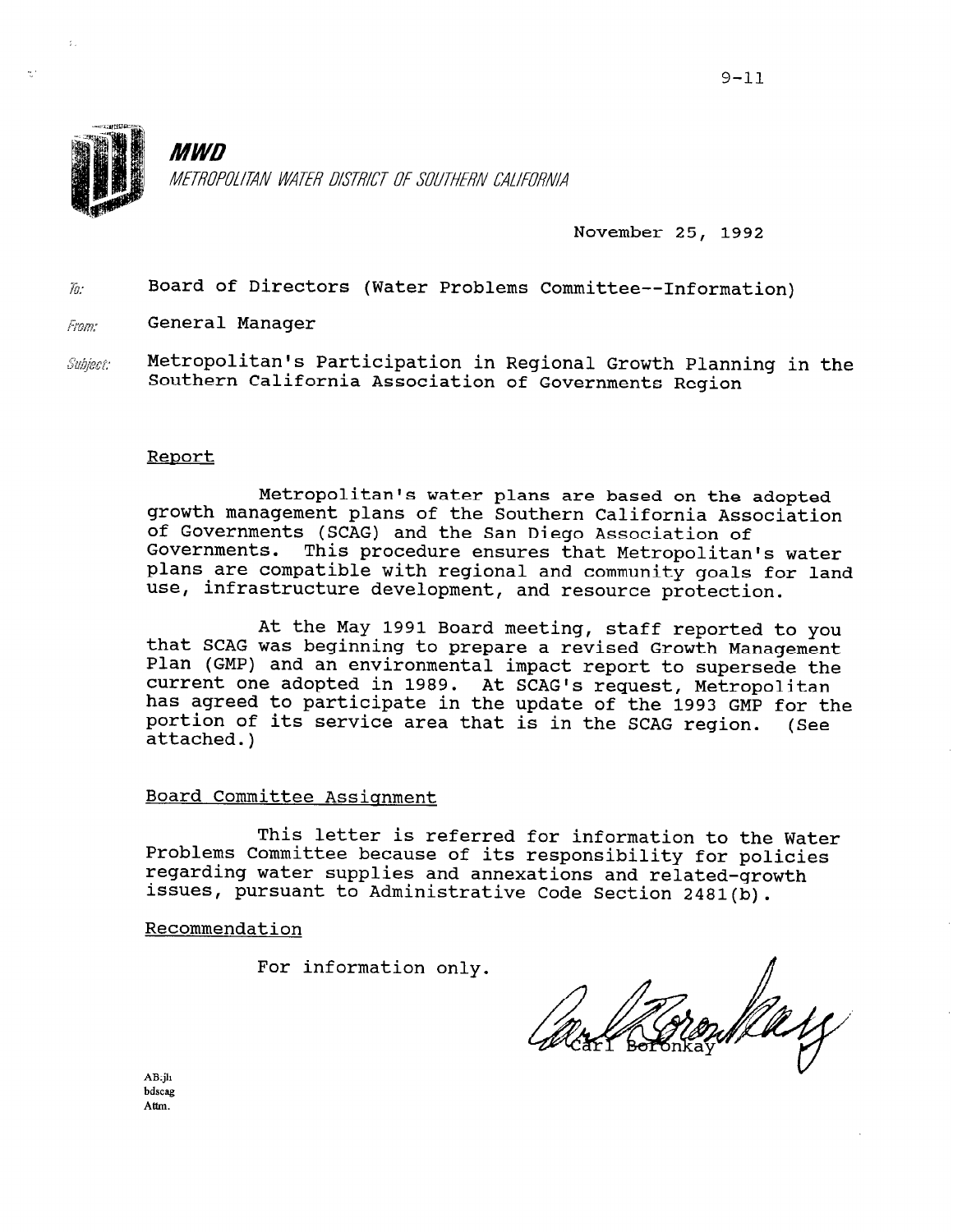**MWD**

*METROPOLITAN WATER DISTRICT OF SOUTHERN CALIFORNIA*

November 25, 1992

*To:* Board of Directors (Water Problems Committee--Information)

*From:* General Manager

*Subject:* Metropolitan's Participation in Regional Growth Planning in the Southern California Association of Governments Region

## Report

Metropolitan's water plans are based on the adopted growth management plans of the Southern California Association of Governments (SCAG) and the San Diego Association of Governments. This procedure ensures that Metropolitan's water plans are compatible with regional and community goals for land use, infrastructure development, and resource protection.

At the May 1991 Board meeting, staff reported to you that SCAG was beginning to prepare a revised Growth Management Plan (GMP) and an environmental impact report to supersede the current one adopted in 1989. At SCAG's request, Metropolitan has agreed to participate in the update of the 1993 GMP for the portion of its service area that is in the SCAG region. (See attached.)

## Board Committee Assignment

This letter is referred for information to the Water Problems Committee because of its responsibility for policies regarding water supplies and annexations and related-growth issues, pursuant to Administrative Code Section 2481(b).

## Recommendation

For information only.

Carl Boronkay

AB:jh
bdscag
Attm.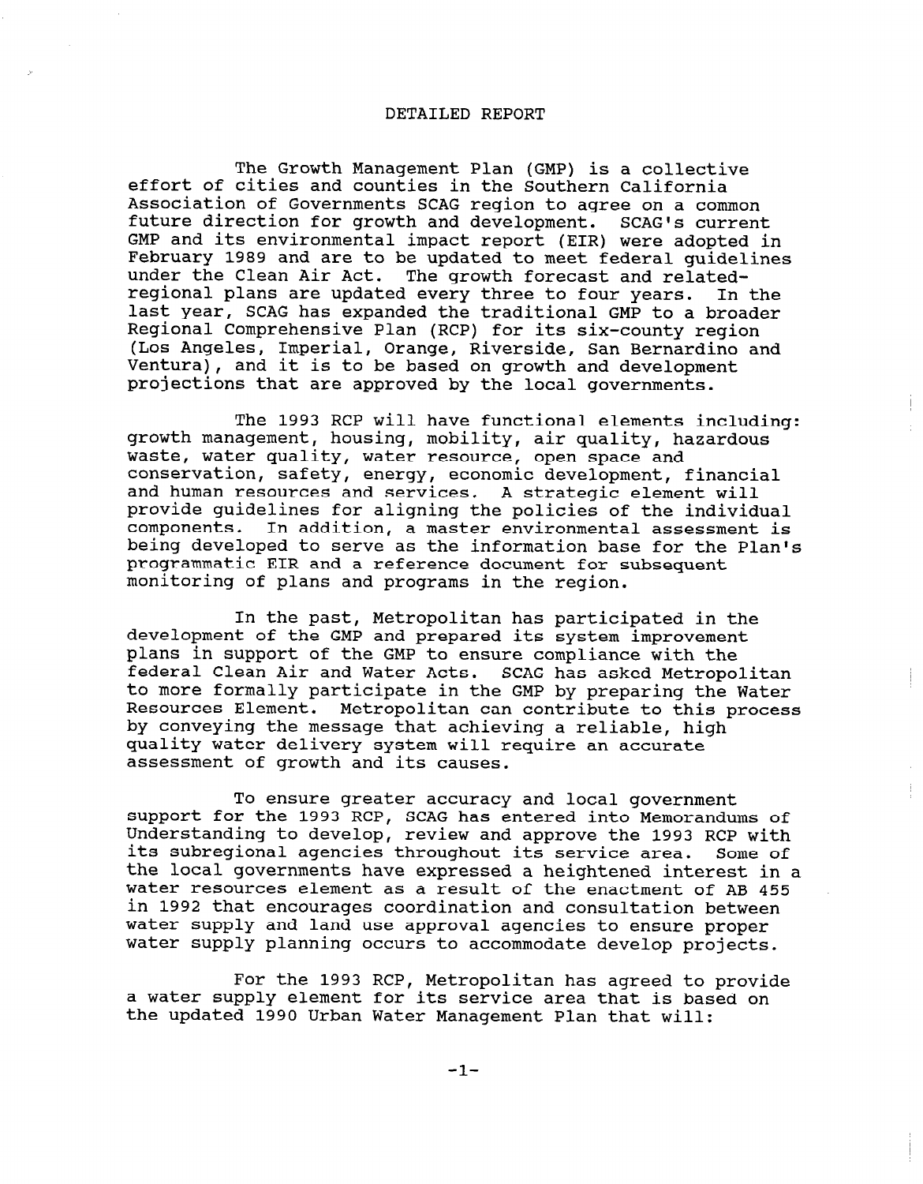# DETAILED REPORT

The Growth Management Plan (GMP) is a collective effort of cities and counties in the Southern California Association of Governments SCAG region to agree on a common future direction for growth and development. SCAG's current GMP and its environmental impact report (EIR) were adopted in February 1989 and are to be updated to meet federal guidelines under the Clean Air Act. The growth forecast and related-regional plans are updated every three to four years. In the last year, SCAG has expanded the traditional GMP to a broader Regional Comprehensive Plan (RCP) for its six-county region (Los Angeles, Imperial, Orange, Riverside, San Bernardino and Ventura), and it is to be based on growth and development projections that are approved by the local governments.

The 1993 RCP will have functional elements including: growth management, housing, mobility, air quality, hazardous waste, water quality, water resource, open space and conservation, safety, energy, economic development, financial and human resources and services. A strategic element will provide guidelines for aligning the policies of the individual components. In addition, a master environmental assessment is being developed to serve as the information base for the Plan's programmatic EIR and a reference document for subsequent monitoring of plans and programs in the region.

In the past, Metropolitan has participated in the development of the GMP and prepared its system improvement plans in support of the GMP to ensure compliance with the federal Clean Air and Water Acts. SCAG has asked Metropolitan to more formally participate in the GMP by preparing the Water Resources Element. Metropolitan can contribute to this process by conveying the message that achieving a reliable, high quality water delivery system will require an accurate assessment of growth and its causes.

To ensure greater accuracy and local government support for the 1993 RCP, SCAG has entered into Memorandums of Understanding to develop, review and approve the 1993 RCP with its subregional agencies throughout its service area. Some of the local governments have expressed a heightened interest in a water resources element as a result of the enactment of AB 455 in 1992 that encourages coordination and consultation between water supply and land use approval agencies to ensure proper water supply planning occurs to accommodate develop projects.

For the 1993 RCP, Metropolitan has agreed to provide a water supply element for its service area that is based on the updated 1990 Urban Water Management Plan that will: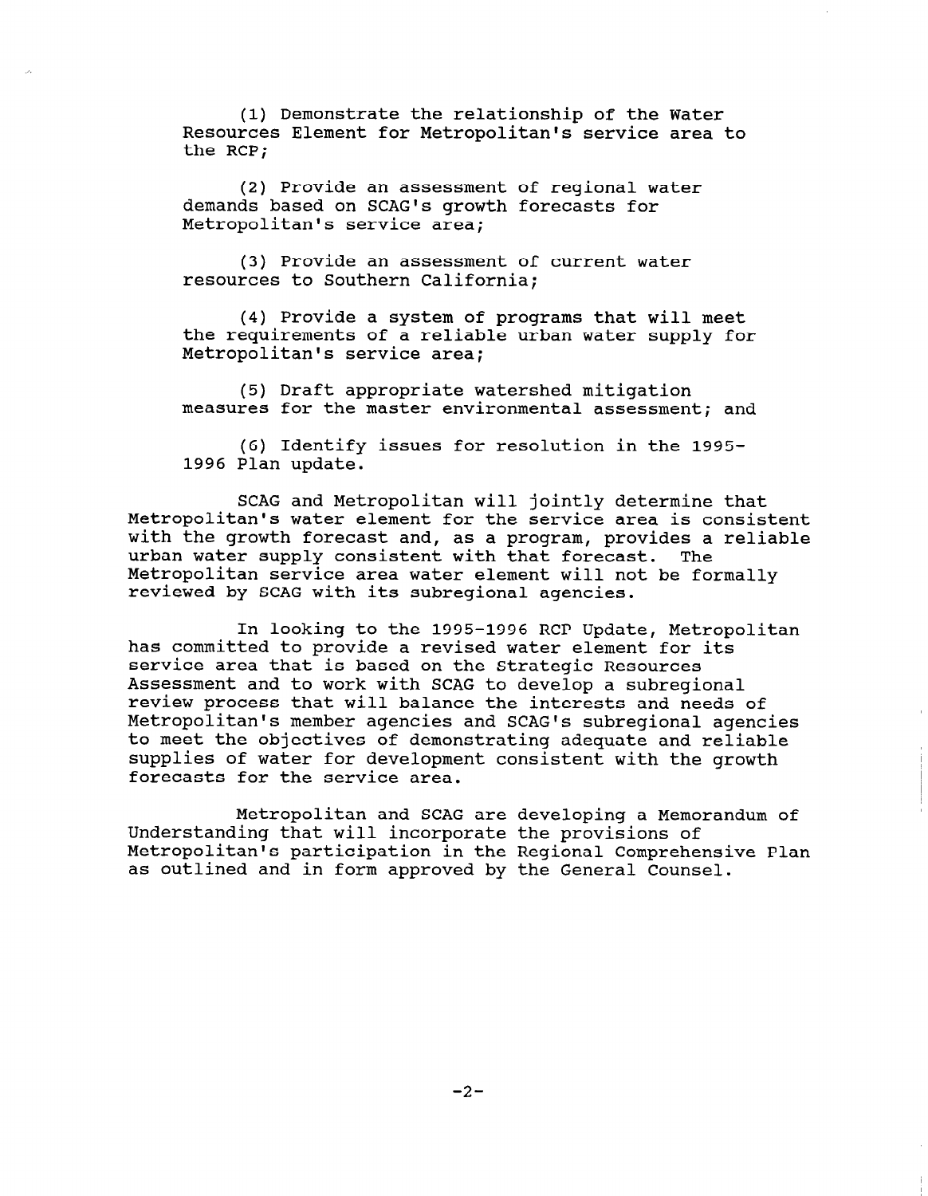(1) Demonstrate the relationship of the Water Resources Element for Metropolitan's service area to the RCP;

(2) Provide an assessment of regional water demands based on SCAG's growth forecasts for Metropolitan's service area;

(3) Provide an assessment of current water resources to Southern California;

(4) Provide a system of programs that will meet the requirements of a reliable urban water supply for Metropolitan's service area;

(5) Draft appropriate watershed mitigation measures for the master environmental assessment; and

(6) Identify issues for resolution in the 1995-1996 Plan update.

SCAG and Metropolitan will jointly determine that Metropolitan's water element for the service area is consistent with the growth forecast and, as a program, provides a reliable urban water supply consistent with that forecast. The Metropolitan service area water element will not be formally reviewed by SCAG with its subregional agencies.

In looking to the 1995-1996 RCP Update, Metropolitan has committed to provide a revised water element for its service area that is based on the Strategic Resources Assessment and to work with SCAG to develop a subregional review process that will balance the interests and needs of Metropolitan's member agencies and SCAG's subregional agencies to meet the objectives of demonstrating adequate and reliable supplies of water for development consistent with the growth forecasts for the service area.

Metropolitan and SCAG are developing a Memorandum of Understanding that will incorporate the provisions of Metropolitan's participation in the Regional Comprehensive Plan as outlined and in form approved by the General Counsel.